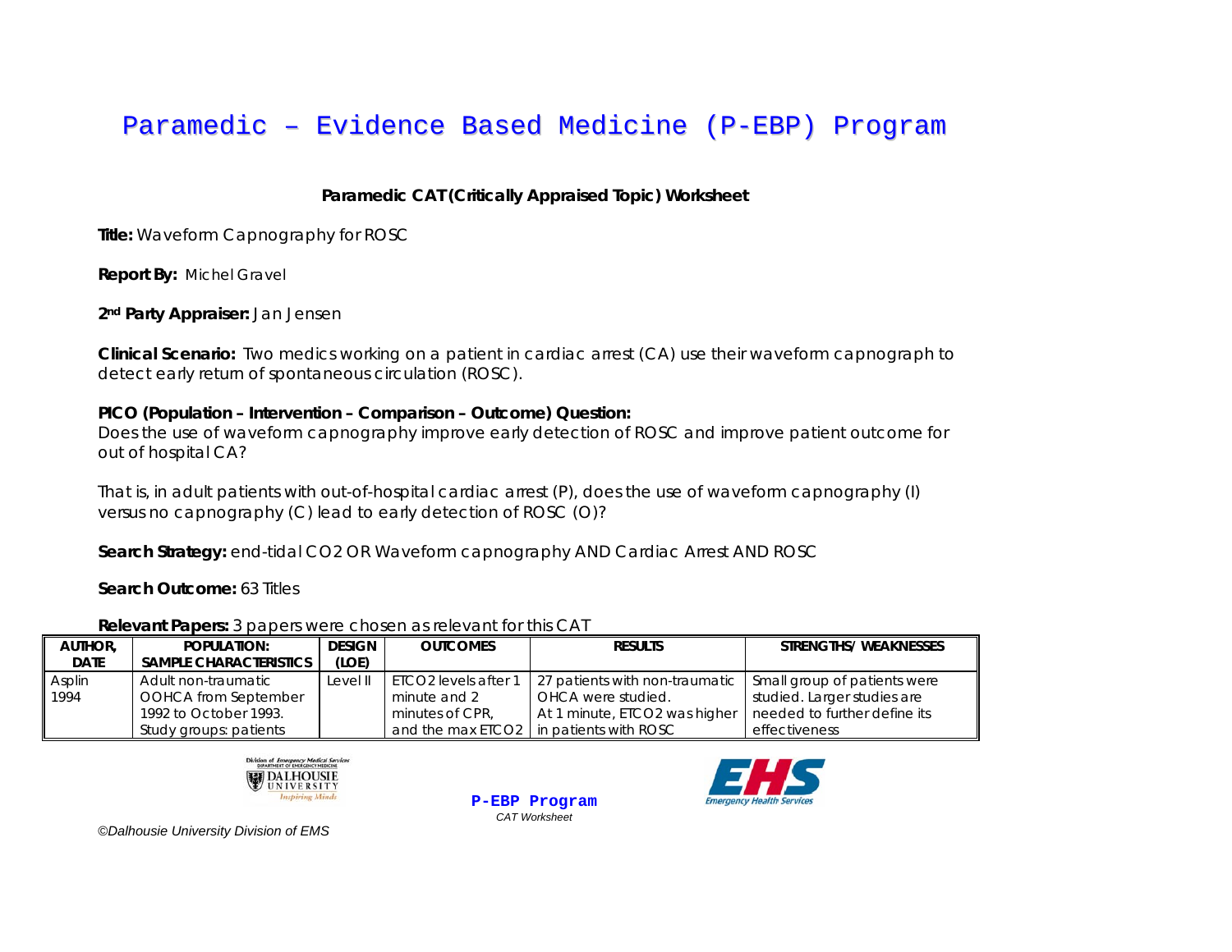# Paramedic – Evidence Based Medicine (P-EBP) Program

**Paramedic CAT (Critically Appraised Topic) Worksheet**

**Title:** Waveform Capnography for ROSC

**Report By:** Michel Gravel

**2nd Party Appraiser:** Jan Jensen

**Clinical Scenario:** Two medics working on a patient in cardiac arrest (CA) use their waveform capnograph to detect early return of spontaneous circulation (ROSC).

**PICO (Population – Intervention – Comparison – Outcome) Question:**
Does the use of waveform capnography improve early detection of ROSC and improve patient outcome for out of hospital CA?

That is, in adult patients with out-of-hospital cardiac arrest (P), does the use of waveform capnography (I) versus no capnography (C) lead to early detection of ROSC (O)?

**Search Strategy:** end-tidal CO2 OR Waveform capnography AND Cardiac Arrest AND ROSC

**Search Outcome:** 63 Titles

**Relevant Papers:** 3 papers were chosen as relevant for this CAT

| AUTHOR, DATE | POPULATION: SAMPLE CHARACTERISTICS | DESIGN (LOE) | OUTCOMES | RESULTS | STRENGTHS/ WEAKNESSES |
|---|---|---|---|---|---|
| Asplin 1994 | Adult non-traumatic OOHCA from September 1992 to October 1993. Study groups: patients | Level II | ETCO2 levels after 1 minute and 2 minutes of CPR, and the max ETCO2 | 27 patients with non-traumatic OHCA were studied. At 1 minute, ETCO2 was higher in patients with ROSC | Small group of patients were studied. Larger studies are needed to further define its effectiveness |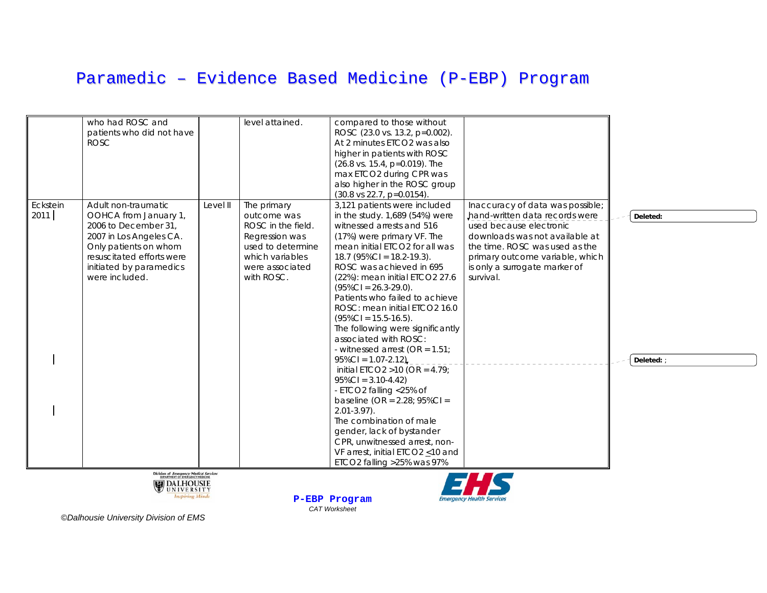# Paramedic – Evidence Based Medicine (P-EBP) Program

| | | | | | |
|---|---|---|---|---|---|
| | who had ROSC and patients who did not have ROSC | | level attained. | compared to those without ROSC (23.0 vs. 13.2, p=0.002). At 2 minutes ETCO2 was also higher in patients with ROSC (26.8 vs. 15.4, p=0.019). The max ETCO2 during CPR was also higher in the ROSC group (30.8 vs 22.7, p=0.0154). | |
| Eckstein 2011 | Adult non-traumatic OOHCA from January 1, 2006 to December 31, 2007 in Los Angeles CA. Only patients on whom resuscitated efforts were initiated by paramedics were included. | Level II | The primary outcome was ROSC in the field. Regression was used to determine which variables were associated with ROSC. | 3,121 patients were included in the study. 1,689 (54%) were witnessed arrests and 516 (17%) were primary VF. The mean initial ETCO2 for all was 18.7 (95%CI = 18.2-19.3). ROSC was achieved in 695 (22%): mean initial ETCO2 27.6 (95%CI = 26.3-29.0). Patients who failed to achieve ROSC: mean initial ETCO2 16.0 (95%CI = 15.5-16.5). The following were significantly associated with ROSC: - witnessed arrest (OR = 1.51; 95%CI = 1.07-2.12), initial ETCO2 >10 (OR = 4.79; 95%CI = 3.10-4.42) - ETCO2 falling <25% of baseline (OR = 2.28; 95%CI = 2.01-3.97). The combination of male gender, lack of bystander CPR, unwitnessed arrest, non-VF arrest, initial ETCO2 ≤10 and ETCO2 falling >25% was 97% | Inaccuracy of data was possible; hand-written data records were used because electronic downloads was not available at the time. ROSC was used as the primary outcome variable, which is only a surrogate marker of survival. |

Deleted:

Deleted: ;

P-EBP Program

*CAT Worksheet*

*©Dalhousie University Division of EMS*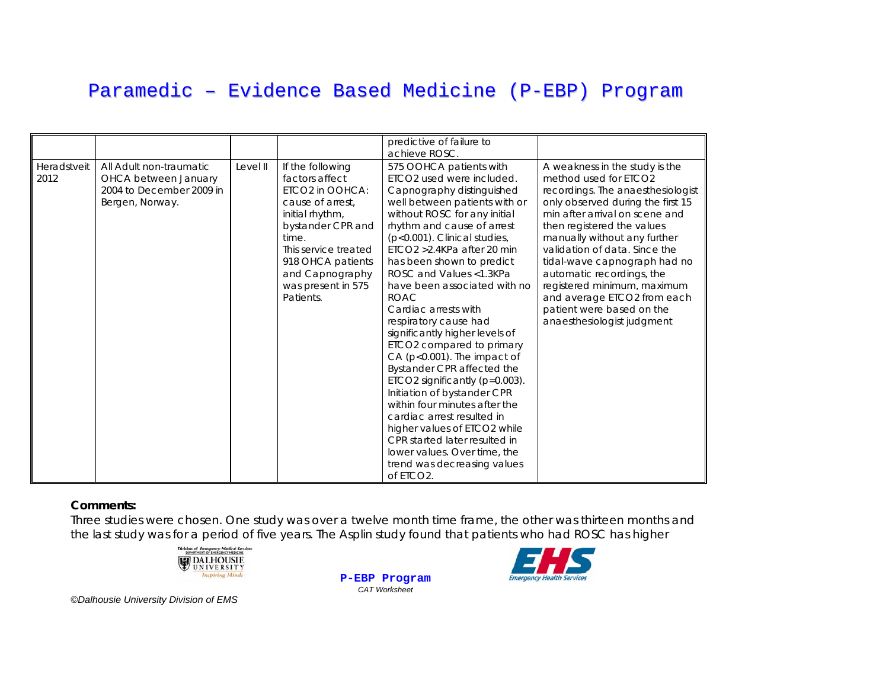| | | | | predictive of failure to achieve ROSC. | |
|---|---|---|---|---|---|
| Heradstveit 2012 | All Adult non-traumatic OHCA between January 2004 to December 2009 in Bergen, Norway. | Level II | If the following factors affect ETCO2 in OOHCA: cause of arrest, initial rhythm, bystander CPR and time. This service treated 918 OHCA patients and Capnography was present in 575 Patients. | 575 OOHCA patients with ETCO2 used were included. Capnography distinguished well between patients with or without ROSC for any initial rhythm and cause of arrest ($p<0.001$). Clinical studies, ETCO2 >2.4KPa after 20 min has been shown to predict ROSC and Values <1.3KPa have been associated with no ROAC Cardiac arrests with respiratory cause had significantly higher levels of ETCO2 compared to primary CA ($p<0.001$). The impact of Bystander CPR affected the ETCO2 significantly ($p=0.003$). Initiation of bystander CPR within four minutes after the cardiac arrest resulted in higher values of ETCO2 while CPR started later resulted in lower values. Over time, the trend was decreasing values of ETCO2. | A weakness in the study is the method used for ETCO2 recordings. The anaesthesiologist only observed during the first 15 min after arrival on scene and then registered the values manually without any further validation of data. Since the tidal-wave capnograph had no automatic recordings, the registered minimum, maximum and average ETCO2 from each patient were based on the anaesthesiologist judgment |

**Comments:**

Three studies were chosen. One study was over a twelve month time frame, the other was thirteen months and the last study was for a period of five years. The Asplin study found that patients who had ROSC has higher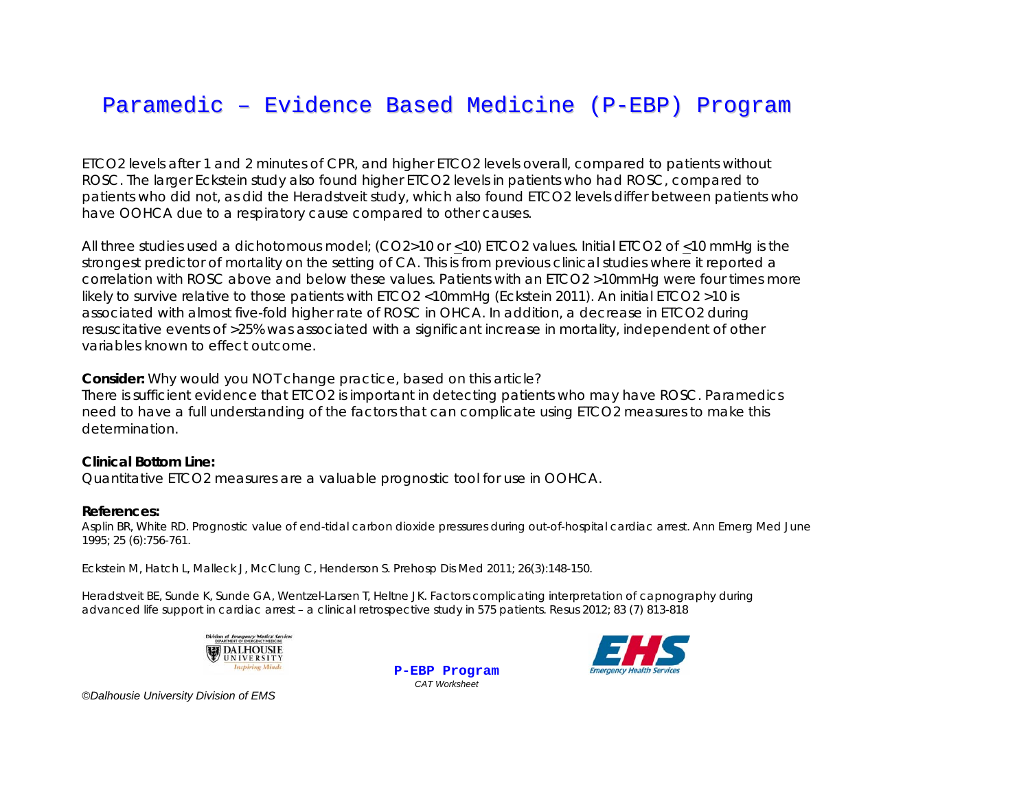# Paramedic – Evidence Based Medicine (P-EBP) Program

ETCO2 levels after 1 and 2 minutes of CPR, and higher ETCO2 levels overall, compared to patients without ROSC. The larger Eckstein study also found higher ETCO2 levels in patients who had ROSC, compared to patients who did not, as did the Heradstveit study, which also found ETCO2 levels differ between patients who have OOHCA due to a respiratory cause compared to other causes.

All three studies used a dichotomous model; (CO2>10 or ≤10) ETCO2 values. Initial ETCO2 of ≤10 mmHg is the strongest predictor of mortality on the setting of CA. This is from previous clinical studies where it reported a correlation with ROSC above and below these values. Patients with an ETCO2 >10mmHg were four times more likely to survive relative to those patients with ETCO2 <10mmHg (Eckstein 2011). An initial ETCO2 >10 is associated with almost five-fold higher rate of ROSC in OHCA. In addition, a decrease in ETCO2 during resuscitative events of >25% was associated with a significant increase in mortality, independent of other variables known to effect outcome.

**Consider:** Why would you NOT change practice, based on this article?
There is sufficient evidence that ETCO2 is important in detecting patients who may have ROSC. Paramedics need to have a full understanding of the factors that can complicate using ETCO2 measures to make this determination.

**Clinical Bottom Line:**
Quantitative ETCO2 measures are a valuable prognostic tool for use in OOHCA.

**References:**

Asplin BR, White RD. Prognostic value of end-tidal carbon dioxide pressures during out-of-hospital cardiac arrest. Ann Emerg Med June 1995; 25 (6):756-761.

Eckstein M, Hatch L, Malleck J, McClung C, Henderson S. Prehosp Dis Med 2011; 26(3):148-150.

Heradstveit BE, Sunde K, Sunde GA, Wentzel-Larsen T, Heltne JK. Factors complicating interpretation of capnography during advanced life support in cardiac arrest – a clinical retrospective study in 575 patients. Resus 2012; 83 (7) 813-818

P-EBP Program
*CAT Worksheet*

*©Dalhousie University Division of EMS*